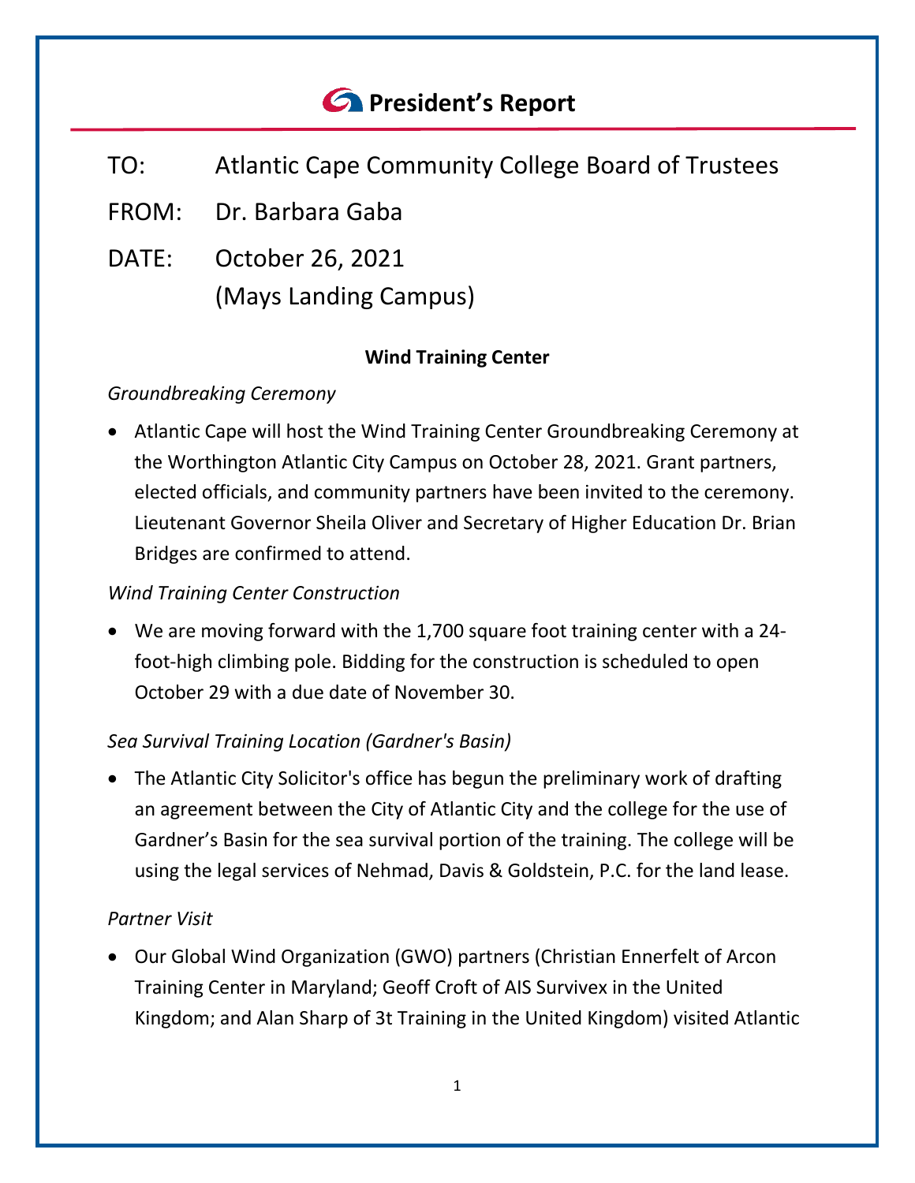# President's Report

TO: Atlantic Cape Community College Board of Trustees

FROM: Dr. Barbara Gaba

DATE: October 26, 2021
(Mays Landing Campus)

## Wind Training Center

*Groundbreaking Ceremony*

- Atlantic Cape will host the Wind Training Center Groundbreaking Ceremony at the Worthington Atlantic City Campus on October 28, 2021. Grant partners, elected officials, and community partners have been invited to the ceremony. Lieutenant Governor Sheila Oliver and Secretary of Higher Education Dr. Brian Bridges are confirmed to attend.

*Wind Training Center Construction*

- We are moving forward with the 1,700 square foot training center with a 24-foot-high climbing pole. Bidding for the construction is scheduled to open October 29 with a due date of November 30.

*Sea Survival Training Location (Gardner's Basin)*

- The Atlantic City Solicitor's office has begun the preliminary work of drafting an agreement between the City of Atlantic City and the college for the use of Gardner's Basin for the sea survival portion of the training. The college will be using the legal services of Nehmad, Davis & Goldstein, P.C. for the land lease.

*Partner Visit*

- Our Global Wind Organization (GWO) partners (Christian Ennerfelt of Arcon Training Center in Maryland; Geoff Croft of AIS Survivex in the United Kingdom; and Alan Sharp of 3t Training in the United Kingdom) visited Atlantic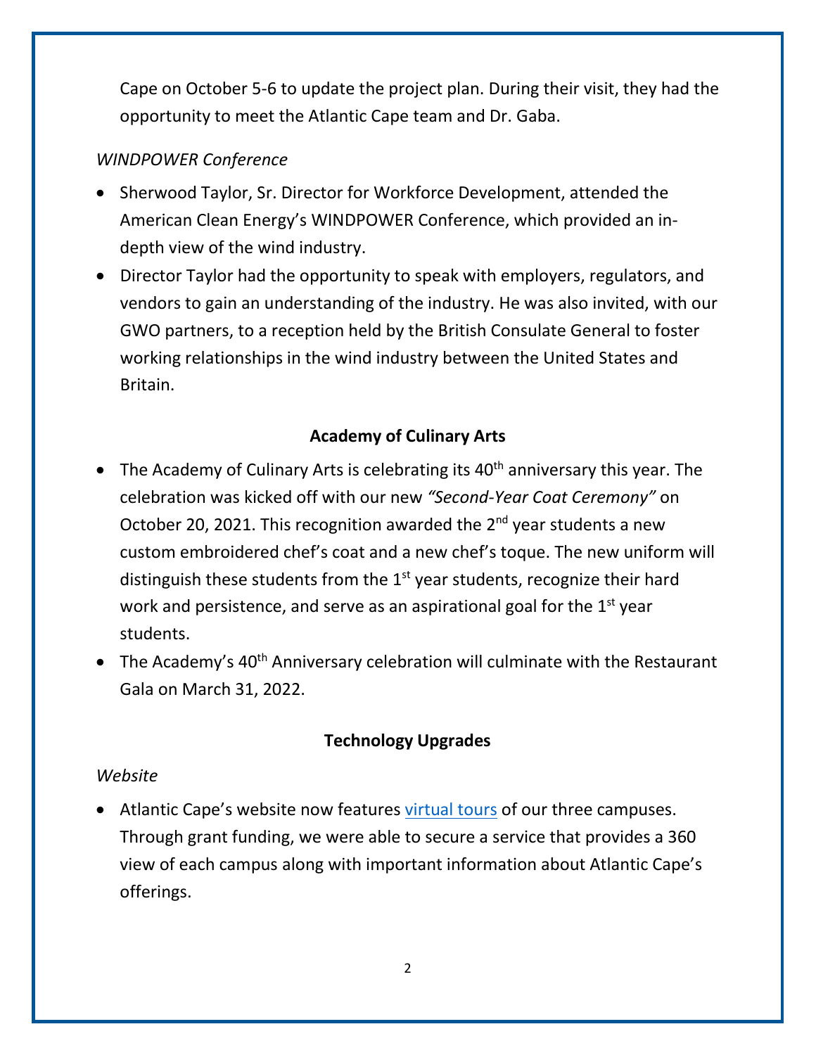Cape on October 5-6 to update the project plan. During their visit, they had the opportunity to meet the Atlantic Cape team and Dr. Gaba.

*WINDPOWER Conference*

- Sherwood Taylor, Sr. Director for Workforce Development, attended the American Clean Energy's WINDPOWER Conference, which provided an in-depth view of the wind industry.
- Director Taylor had the opportunity to speak with employers, regulators, and vendors to gain an understanding of the industry. He was also invited, with our GWO partners, to a reception held by the British Consulate General to foster working relationships in the wind industry between the United States and Britain.

## Academy of Culinary Arts

- The Academy of Culinary Arts is celebrating its 40th anniversary this year. The celebration was kicked off with our new *"Second-Year Coat Ceremony"* on October 20, 2021. This recognition awarded the 2nd year students a new custom embroidered chef's coat and a new chef's toque. The new uniform will distinguish these students from the 1st year students, recognize their hard work and persistence, and serve as an aspirational goal for the 1st year students.
- The Academy's 40th Anniversary celebration will culminate with the Restaurant Gala on March 31, 2022.

## Technology Upgrades

*Website*

- Atlantic Cape's website now features virtual tours of our three campuses. Through grant funding, we were able to secure a service that provides a 360 view of each campus along with important information about Atlantic Cape's offerings.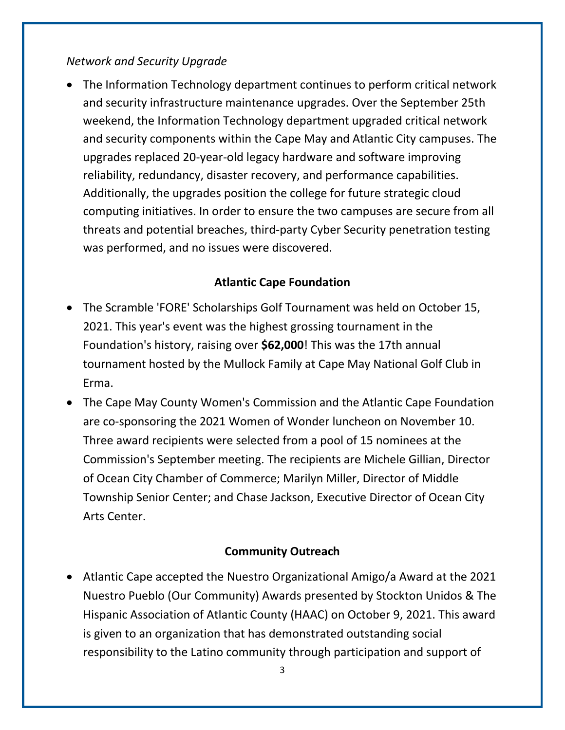*Network and Security Upgrade*

- The Information Technology department continues to perform critical network and security infrastructure maintenance upgrades. Over the September 25th weekend, the Information Technology department upgraded critical network and security components within the Cape May and Atlantic City campuses. The upgrades replaced 20-year-old legacy hardware and software improving reliability, redundancy, disaster recovery, and performance capabilities. Additionally, the upgrades position the college for future strategic cloud computing initiatives. In order to ensure the two campuses are secure from all threats and potential breaches, third-party Cyber Security penetration testing was performed, and no issues were discovered.

## Atlantic Cape Foundation

- The Scramble 'FORE' Scholarships Golf Tournament was held on October 15, 2021. This year's event was the highest grossing tournament in the Foundation's history, raising over **$62,000**! This was the 17th annual tournament hosted by the Mullock Family at Cape May National Golf Club in Erma.
- The Cape May County Women's Commission and the Atlantic Cape Foundation are co-sponsoring the 2021 Women of Wonder luncheon on November 10. Three award recipients were selected from a pool of 15 nominees at the Commission's September meeting. The recipients are Michele Gillian, Director of Ocean City Chamber of Commerce; Marilyn Miller, Director of Middle Township Senior Center; and Chase Jackson, Executive Director of Ocean City Arts Center.

## Community Outreach

- Atlantic Cape accepted the Nuestro Organizational Amigo/a Award at the 2021 Nuestro Pueblo (Our Community) Awards presented by Stockton Unidos & The Hispanic Association of Atlantic County (HAAC) on October 9, 2021. This award is given to an organization that has demonstrated outstanding social responsibility to the Latino community through participation and support of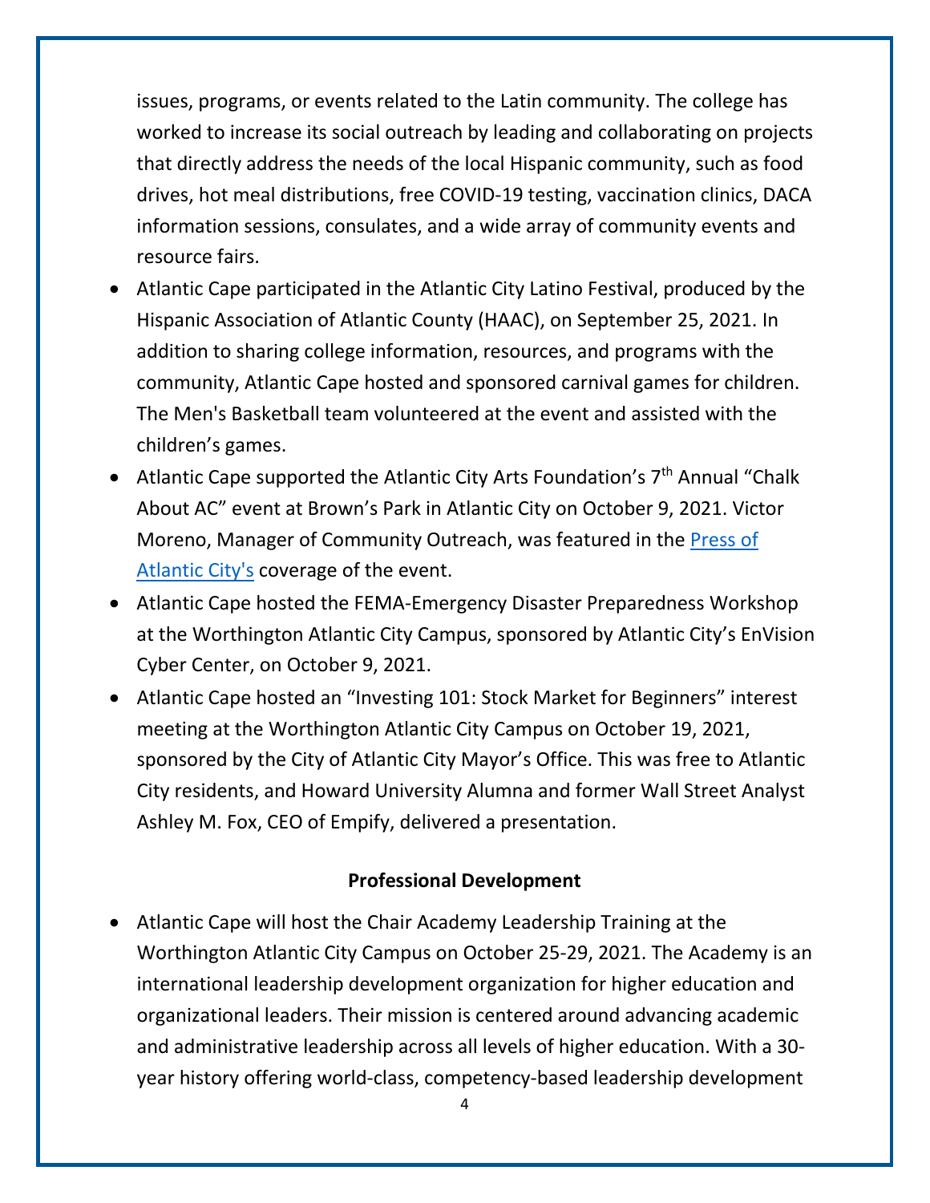issues, programs, or events related to the Latin community. The college has worked to increase its social outreach by leading and collaborating on projects that directly address the needs of the local Hispanic community, such as food drives, hot meal distributions, free COVID-19 testing, vaccination clinics, DACA information sessions, consulates, and a wide array of community events and resource fairs.

- Atlantic Cape participated in the Atlantic City Latino Festival, produced by the Hispanic Association of Atlantic County (HAAC), on September 25, 2021. In addition to sharing college information, resources, and programs with the community, Atlantic Cape hosted and sponsored carnival games for children. The Men's Basketball team volunteered at the event and assisted with the children's games.
- Atlantic Cape supported the Atlantic City Arts Foundation's 7th Annual "Chalk About AC" event at Brown's Park in Atlantic City on October 9, 2021. Victor Moreno, Manager of Community Outreach, was featured in the Press of Atlantic City's coverage of the event.
- Atlantic Cape hosted the FEMA-Emergency Disaster Preparedness Workshop at the Worthington Atlantic City Campus, sponsored by Atlantic City's EnVision Cyber Center, on October 9, 2021.
- Atlantic Cape hosted an "Investing 101: Stock Market for Beginners" interest meeting at the Worthington Atlantic City Campus on October 19, 2021, sponsored by the City of Atlantic City Mayor's Office. This was free to Atlantic City residents, and Howard University Alumna and former Wall Street Analyst Ashley M. Fox, CEO of Empify, delivered a presentation.

**Professional Development**

- Atlantic Cape will host the Chair Academy Leadership Training at the Worthington Atlantic City Campus on October 25-29, 2021. The Academy is an international leadership development organization for higher education and organizational leaders. Their mission is centered around advancing academic and administrative leadership across all levels of higher education. With a 30-year history offering world-class, competency-based leadership development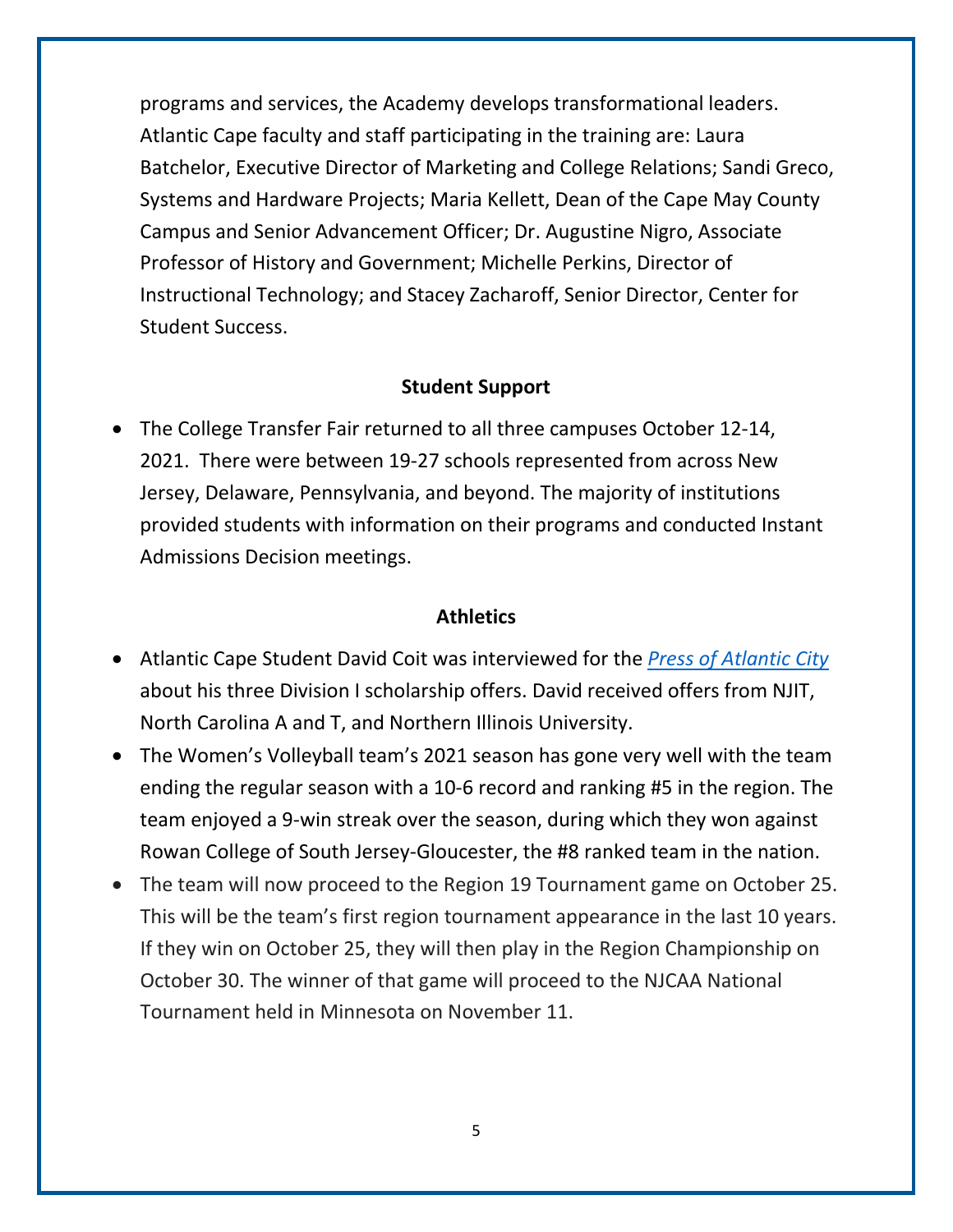programs and services, the Academy develops transformational leaders. Atlantic Cape faculty and staff participating in the training are: Laura Batchelor, Executive Director of Marketing and College Relations; Sandi Greco, Systems and Hardware Projects; Maria Kellett, Dean of the Cape May County Campus and Senior Advancement Officer; Dr. Augustine Nigro, Associate Professor of History and Government; Michelle Perkins, Director of Instructional Technology; and Stacey Zacharoff, Senior Director, Center for Student Success.

## Student Support

- The College Transfer Fair returned to all three campuses October 12-14, 2021. There were between 19-27 schools represented from across New Jersey, Delaware, Pennsylvania, and beyond. The majority of institutions provided students with information on their programs and conducted Instant Admissions Decision meetings.

## Athletics

- Atlantic Cape Student David Coit was interviewed for the *Press of Atlantic City* about his three Division I scholarship offers. David received offers from NJIT, North Carolina A and T, and Northern Illinois University.
- The Women's Volleyball team's 2021 season has gone very well with the team ending the regular season with a 10-6 record and ranking #5 in the region. The team enjoyed a 9-win streak over the season, during which they won against Rowan College of South Jersey-Gloucester, the #8 ranked team in the nation.
- The team will now proceed to the Region 19 Tournament game on October 25. This will be the team's first region tournament appearance in the last 10 years. If they win on October 25, they will then play in the Region Championship on October 30. The winner of that game will proceed to the NJCAA National Tournament held in Minnesota on November 11.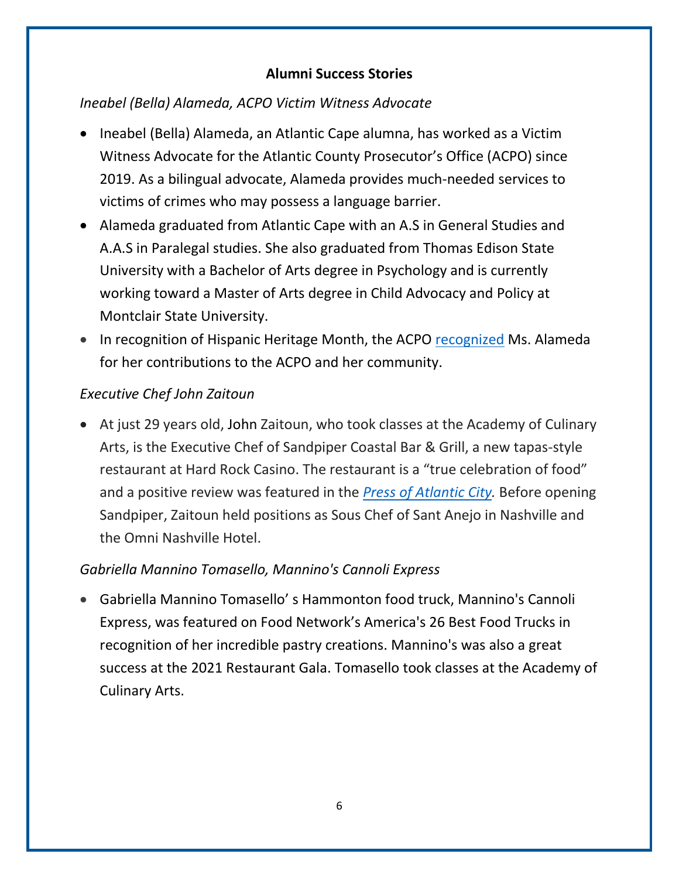**Alumni Success Stories**

*Ineabel (Bella) Alameda, ACPO Victim Witness Advocate*

- Ineabel (Bella) Alameda, an Atlantic Cape alumna, has worked as a Victim Witness Advocate for the Atlantic County Prosecutor's Office (ACPO) since 2019. As a bilingual advocate, Alameda provides much-needed services to victims of crimes who may possess a language barrier.
- Alameda graduated from Atlantic Cape with an A.S in General Studies and A.A.S in Paralegal studies. She also graduated from Thomas Edison State University with a Bachelor of Arts degree in Psychology and is currently working toward a Master of Arts degree in Child Advocacy and Policy at Montclair State University.
- In recognition of Hispanic Heritage Month, the ACPO recognized Ms. Alameda for her contributions to the ACPO and her community.

*Executive Chef John Zaitoun*

- At just 29 years old, John Zaitoun, who took classes at the Academy of Culinary Arts, is the Executive Chef of Sandpiper Coastal Bar & Grill, a new tapas-style restaurant at Hard Rock Casino. The restaurant is a "true celebration of food" and a positive review was featured in the *Press of Atlantic City.* Before opening Sandpiper, Zaitoun held positions as Sous Chef of Sant Anejo in Nashville and the Omni Nashville Hotel.

*Gabriella Mannino Tomasello, Mannino's Cannoli Express*

- Gabriella Mannino Tomasello' s Hammonton food truck, Mannino's Cannoli Express, was featured on Food Network's America's 26 Best Food Trucks in recognition of her incredible pastry creations. Mannino's was also a great success at the 2021 Restaurant Gala. Tomasello took classes at the Academy of Culinary Arts.